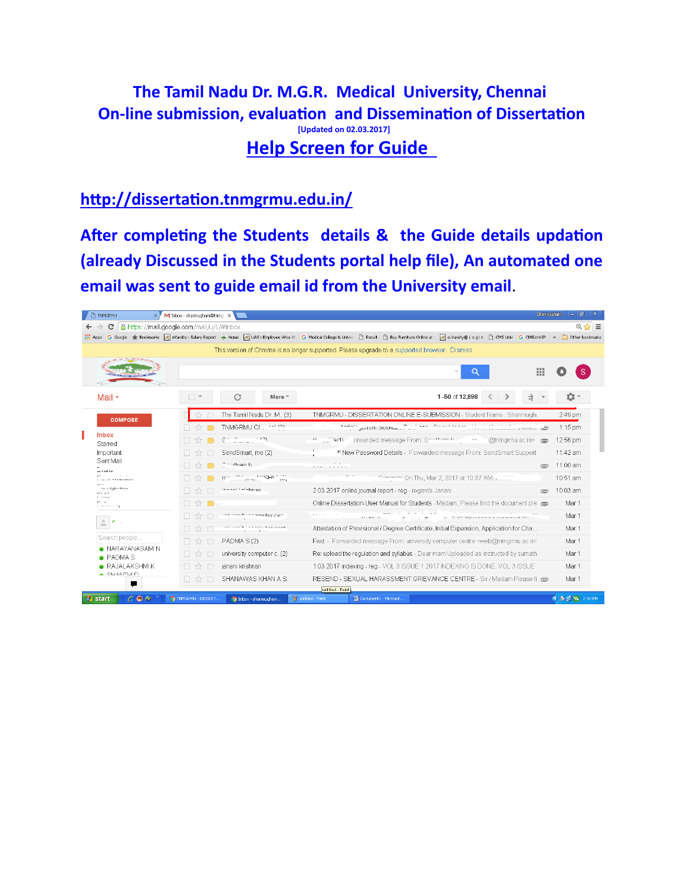# The Tamil Nadu Dr. M.G.R. Medical University, Chennai

# On-line submission, evaluation and Dissemination of Dissertation

**[Updated on 02.03.2017]**

## Help Screen for Guide

**http://dissertation.tnmgrmu.edu.in/**

**After completing the Students details & the Guide details updation (already Discussed in the Students portal help file), An automated one email was sent to guide email id from the University email.**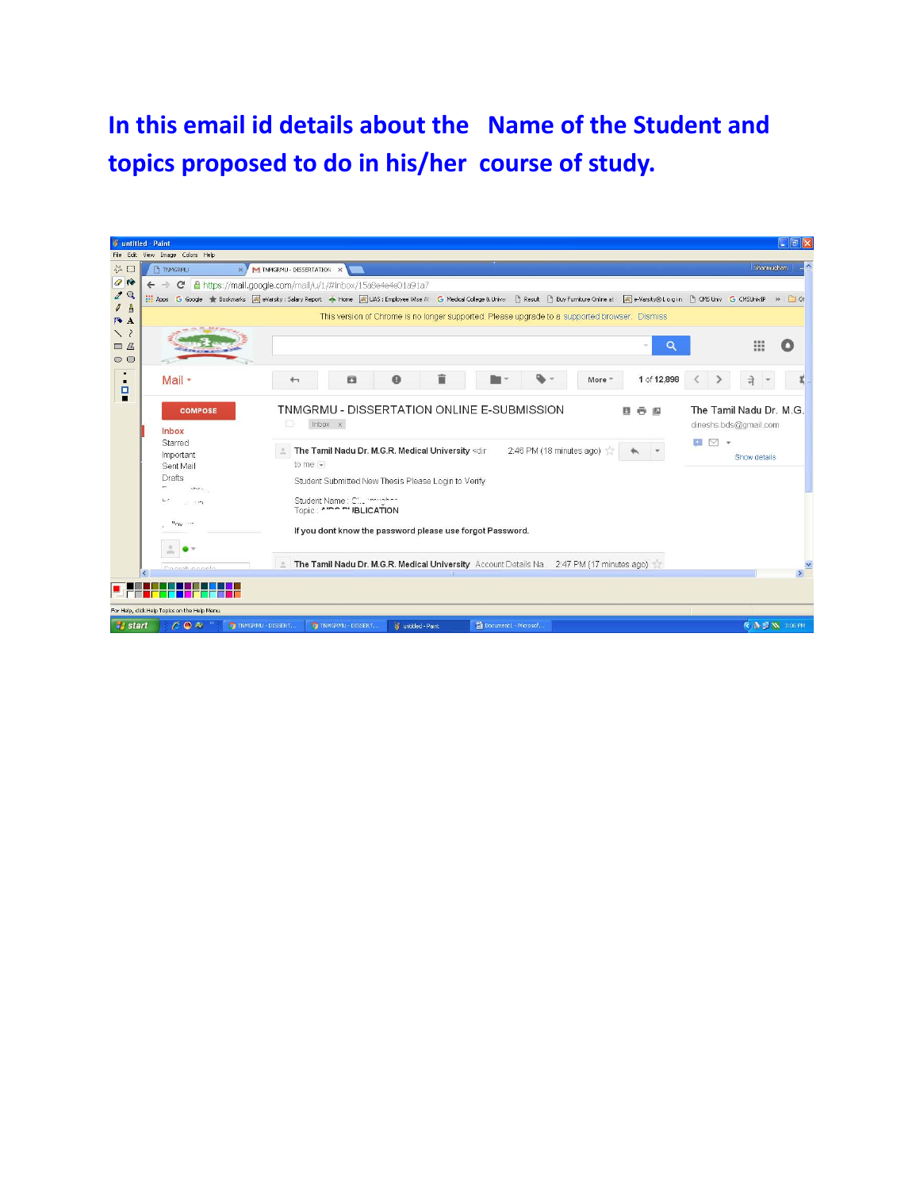## In this email id details about the Name of the Student and topics proposed to do in his/her course of study.

untitled - Paint

https://mail.google.com/mail/u/1/#inbox/15a6e4e4e01a91a7

This version of Chrome is no longer supported. Please upgrade to a supported browser. Dismiss

Mail

COMPOSE

Inbox
Starred
Important
Sent Mail
Drafts

1 of 12,898

TNMGRMU - DISSERTATION ONLINE E-SUBMISSION

Inbox x

The Tamil Nadu Dr. M.G.R. Medical University <dir 2:46 PM (18 minutes ago)

to me

Student Submitted New Thesis Please Login to Verify

Student Name : ...

Topic : ...BLICATION

If you dont know the password please use forgot Password.

The Tamil Nadu Dr. M.G.R. Medical University Account Details Na... 2:47 PM (17 minutes ago)

The Tamil Nadu Dr. M.G.

dineshs.bds@gmail.com

Show details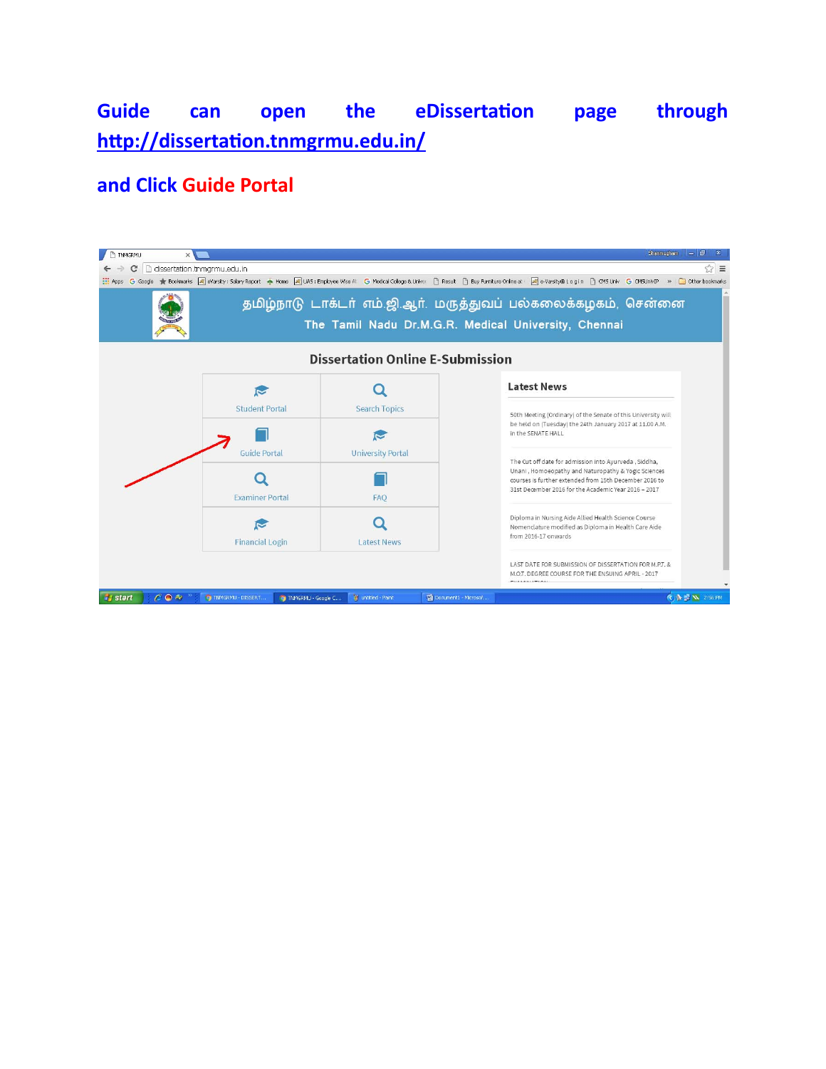**Guide can open the eDissertation page through [http://dissertation.tnmgrmu.edu.in/](http://dissertation.tnmgrmu.edu.in/)**

**and Click Guide Portal**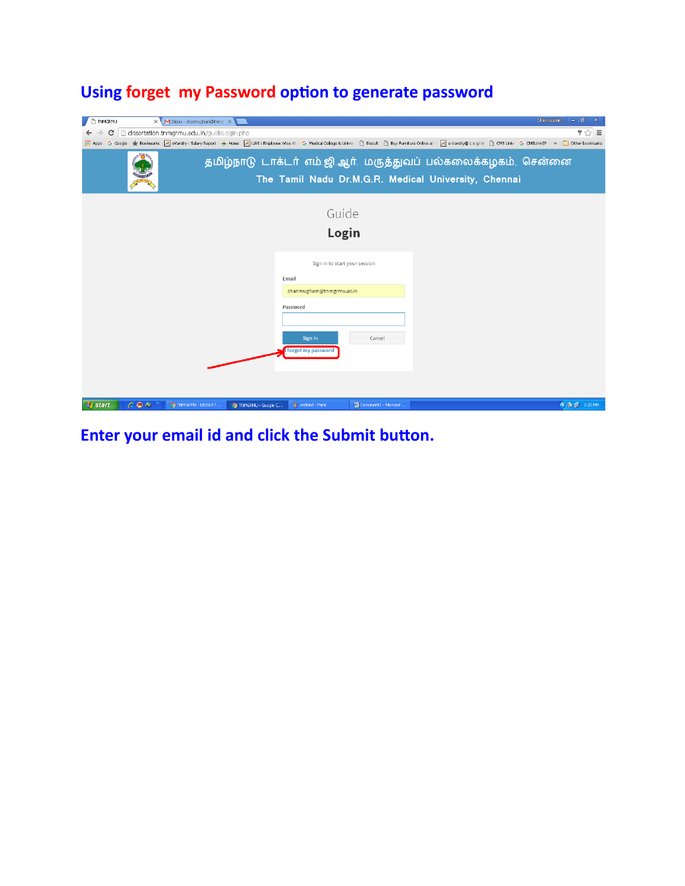## Using forget my Password option to generate password

Enter your email id and click the Submit button.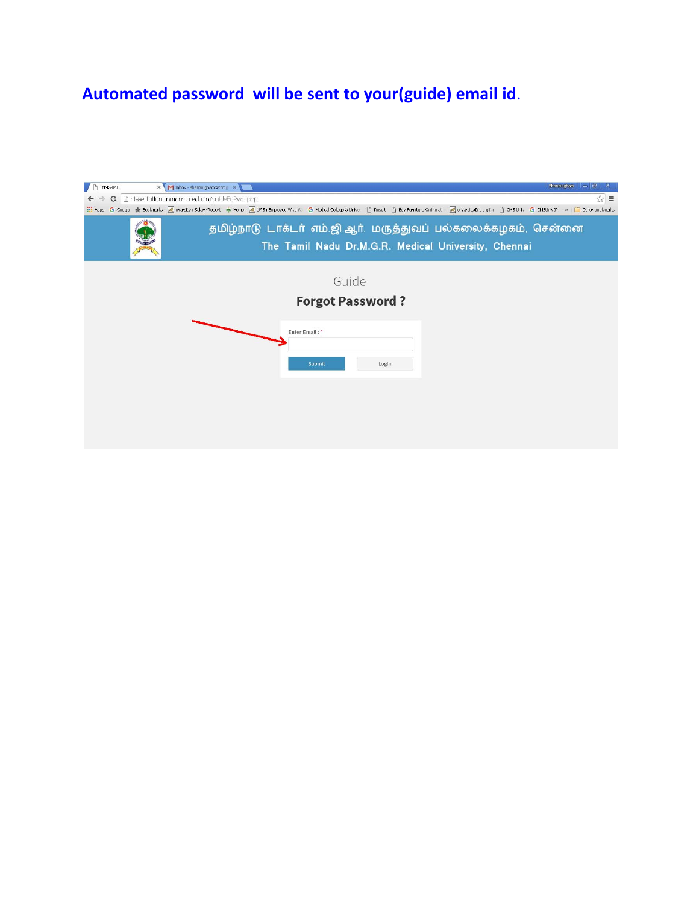**Automated password will be sent to your(guide) email id.**

தமிழ்நாடு டாக்டர் எம்.ஜி.ஆர். மருத்துவப் பல்கலைக்கழகம், சென்னை

The Tamil Nadu Dr.M.G.R. Medical University, Chennai

Guide

**Forgot Password ?**

Enter Email : *

Submit

Login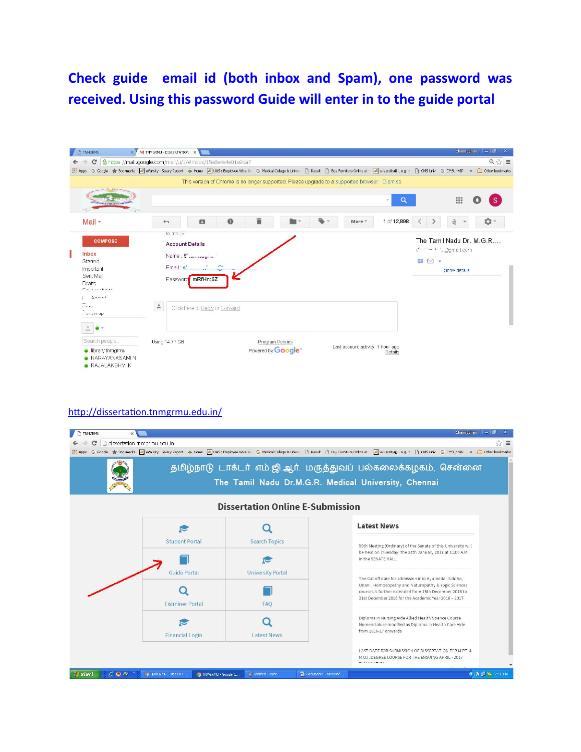**Check guide email id (both inbox and Spam), one password was received. Using this password Guide will enter in to the guide portal**

Account Details

Name : S'...

Email : s'...

Password : mRfHn;6Z

http://dissertation.tnmgrmu.edu.in/

தமிழ்நாடு டாக்டர் எம்.ஜி.ஆர். மருத்துவப் பல்கலைக்கழகம், சென்னை

The Tamil Nadu Dr.M.G.R. Medical University, Chennai

Dissertation Online E-Submission

- Student Portal
- Search Topics
- Guide Portal
- University Portal
- Examiner Portal
- FAQ
- Financial Login
- Latest News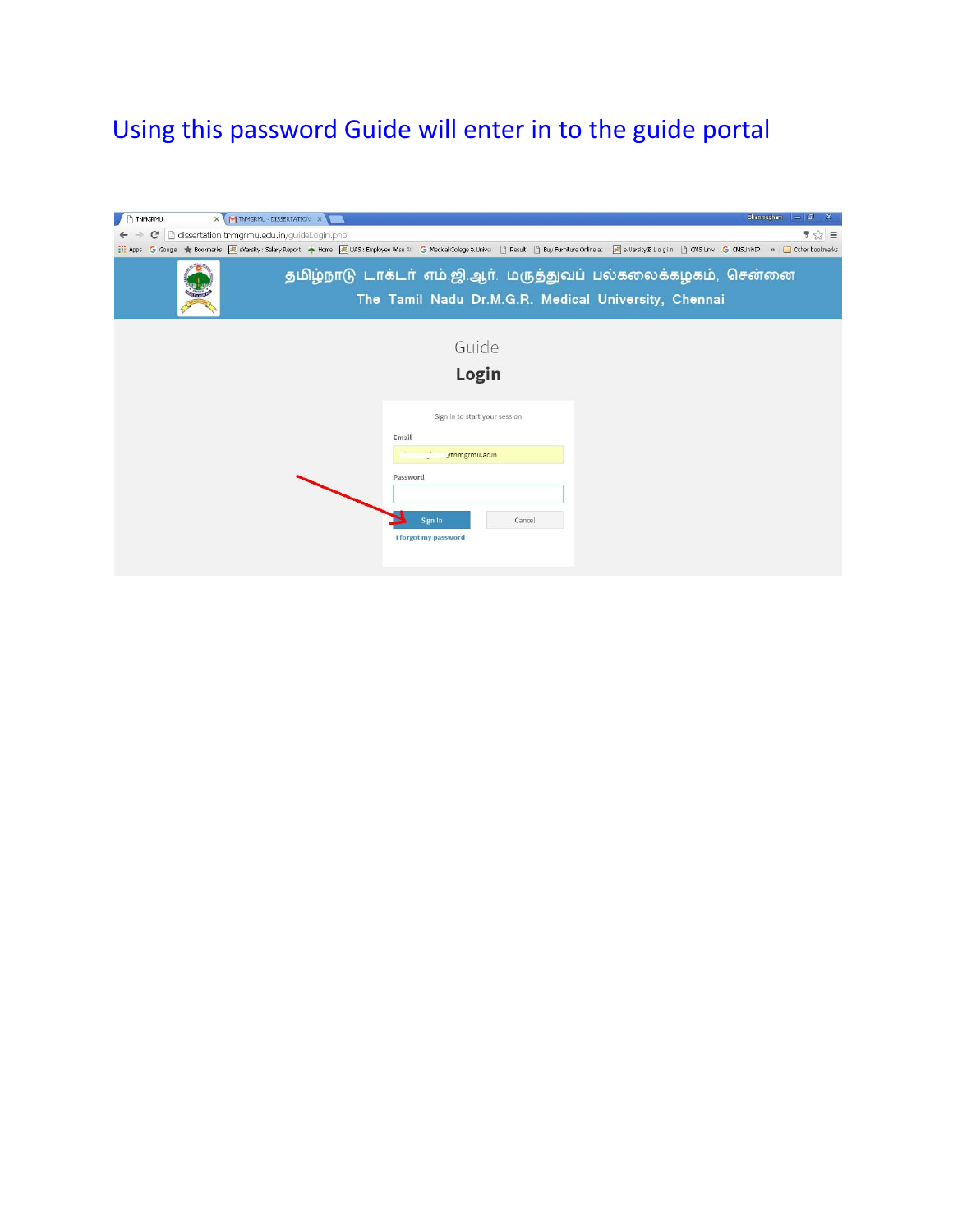Using this password Guide will enter in to the guide portal

தமிழ்நாடு டாக்டர் எம்.ஜி.ஆர். மருத்துவப் பல்கலைக்கழகம், சென்னை

The Tamil Nadu Dr.M.G.R. Medical University, Chennai

Guide

**Login**

Sign in to start your session

Email

@tnmgrmu.ac.in

Password

Sign In

Cancel

I forgot my password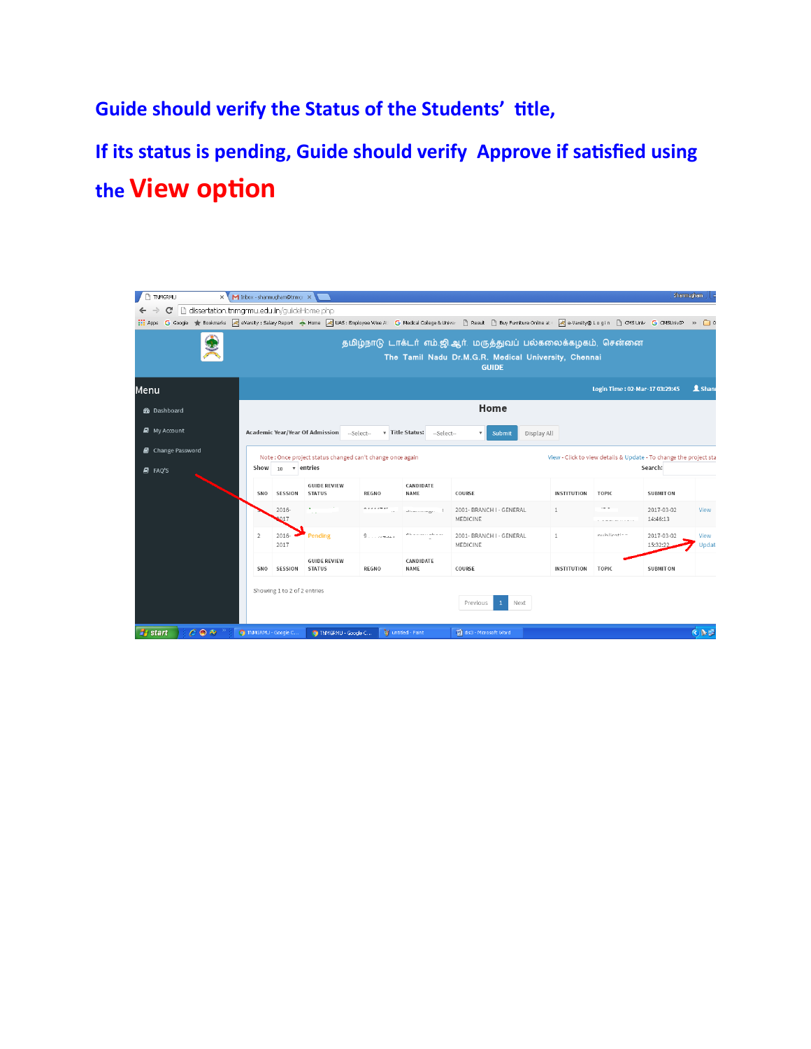**Guide should verify the Status of the Students' title,**

**If its status is pending, Guide should verify Approve if satisfied using the View option**

தமிழ்நாடு டாக்டர் எம்.ஜி.ஆர். மருத்துவப் பல்கலைக்கழகம், சென்னை

The Tamil Nadu Dr.M.G.R. Medical University, Chennai

GUIDE

Menu

- Dashboard
- My Account
- Change Password
- FAQ'S

Login Time : 02-Mar-17 03:29:45

## Home

Academic Year/Year Of Admission --Select-- Title Status: --Select-- Submit Display All

Note : Once project status changed can't change once again

View - Click to view details & Update - To change the project sta

Show 10 entries

Search:

| SNO | SESSION | GUIDE REVIEW STATUS | REGNO | CANDIDATE NAME | COURSE | INSTITUTION | TOPIC | SUBMIT ON | |
|---|---|---|---|---|---|---|---|---|---|
| 1 | 2016-2017 | | | | 2001- BRANCH I - GENERAL MEDICINE | 1 | | 2017-03-02 14:46:13 | View |
| 2 | 2016-2017 | Pending | | | 2001- BRANCH I - GENERAL MEDICINE | 1 | | 2017-03-02 15:32:22 | View Updat |
| SNO | SESSION | GUIDE REVIEW STATUS | REGNO | CANDIDATE NAME | COURSE | INSTITUTION | TOPIC | SUBMIT ON | |

Showing 1 to 2 of 2 entries

Previous 1 Next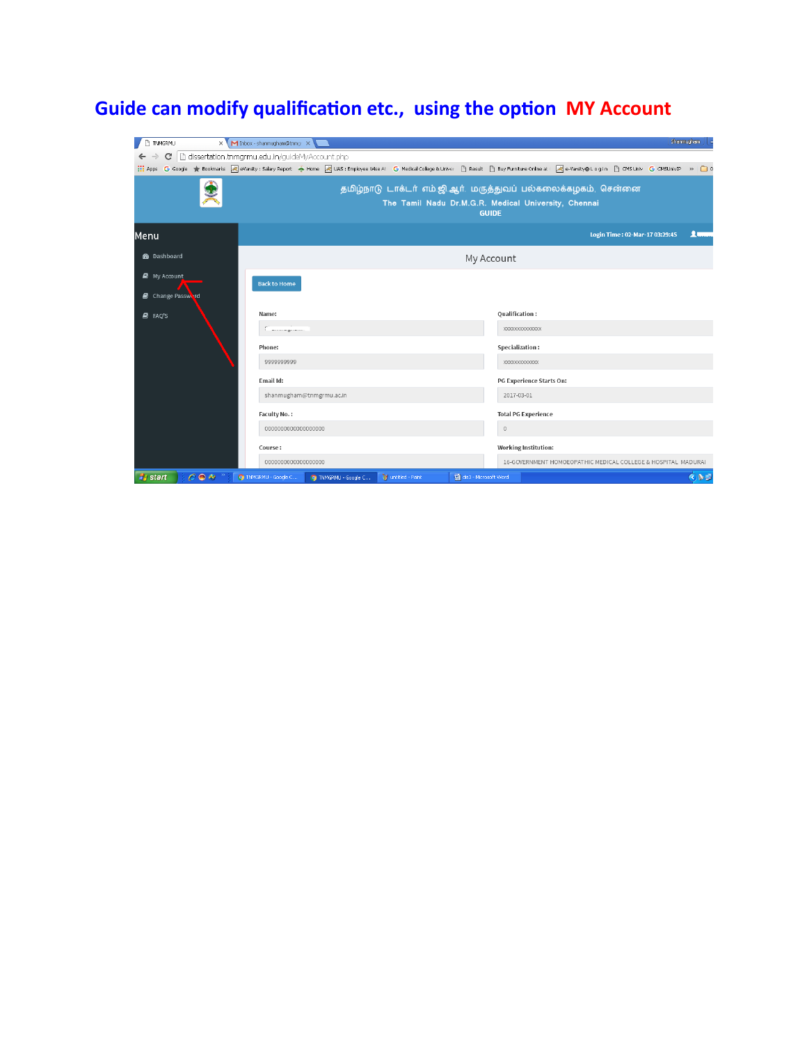# Guide can modify qualification etc., using the option MY Account

dissertation.tnmgrmu.edu.in/guide/MyAccount.php

தமிழ்நாடு டாக்டர் எம்.ஜி.ஆர். மருத்துவப் பல்கலைக்கழகம், சென்னை

The Tamil Nadu Dr.M.G.R. Medical University, Chennai

GUIDE

Menu

- Dashboard
- My Account
- Change Password
- FAQ'S

Login Time : 02-Mar-17 03:29:45

My Account

Back to Home

Name:

Qualification :
xxxxxxxxxxxxxx

Phone:
9999999999

Specialization :
xxxxxxxxxxxxx

Email Id:
shanmugham@tnmgrmu.ac.in

PG Experience Starts On:
2017-03-01

Faculty No. :
0000000000000000000

Total PG Experience
0

Course :
0000000000000000000

Working Institution:
16-GOVERNMENT HOMOEOPATHIC MEDICAL COLLEGE & HOSPITAL MADURAI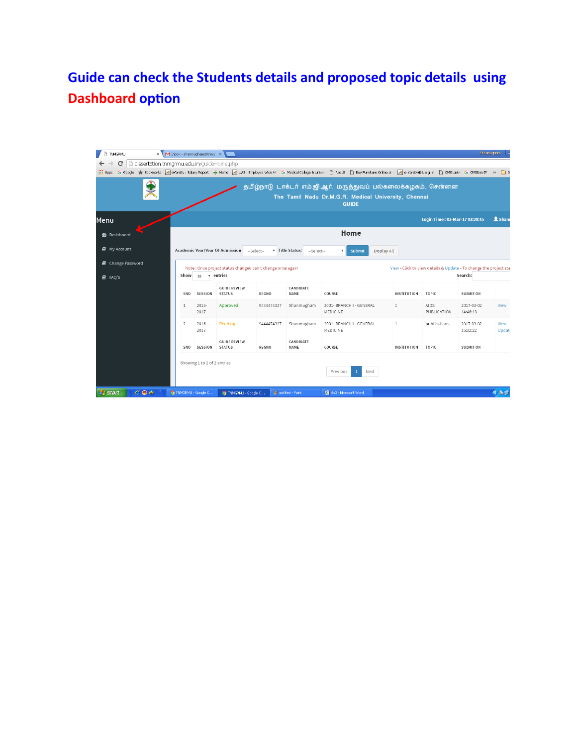# Guide can check the Students details and proposed topic details using Dashboard option

The Tamil Nadu Dr.M.G.R. Medical University, Chennai
GUIDE

Menu
- Dashboard
- My Account
- Change Password
- FAQ'S

Login Time : 02-Mar-17 03:29:45

Home

Academic Year/Year Of Admission --Select-- Title Status: --Select-- Submit Display All

Note : Once project status changed can't change once again

View - Click to view details & Update - To change the project sta

Show 10 entries

Search:

| SNO | SESSION | GUIDE REVIEW STATUS | REGNO | CANDIDATE NAME | COURSE | INSTITUTION | TOPIC | SUBMIT ON | |
|---|---|---|---|---|---|---|---|---|---|
| 1 | 2016-2017 | Approved | 9444474327 | Shanmugham | 2001- BRANCH I - GENERAL MEDICINE | 1 | AIDS PUBLICATION | 2017-03-02 14:46:13 | View |
| 2 | 2016-2017 | Pending | 9444474327 | Shanmugham | 2001- BRANCH I - GENERAL MEDICINE | 1 | publications | 2017-03-02 15:32:22 | View Updat |
| SNO | SESSION | GUIDE REVIEW STATUS | REGNO | CANDIDATE NAME | COURSE | INSTITUTION | TOPIC | SUBMIT ON | |

Showing 1 to 2 of 2 entries

Previous 1 Next